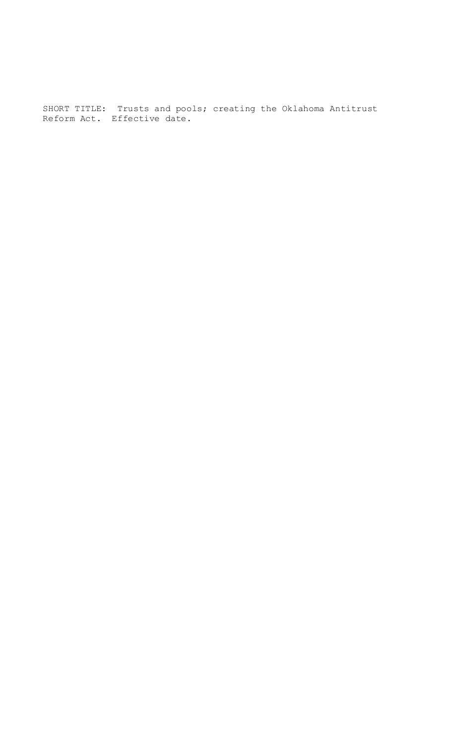SHORT TITLE: Trusts and pools; creating the Oklahoma Antitrust Reform Act. Effective date.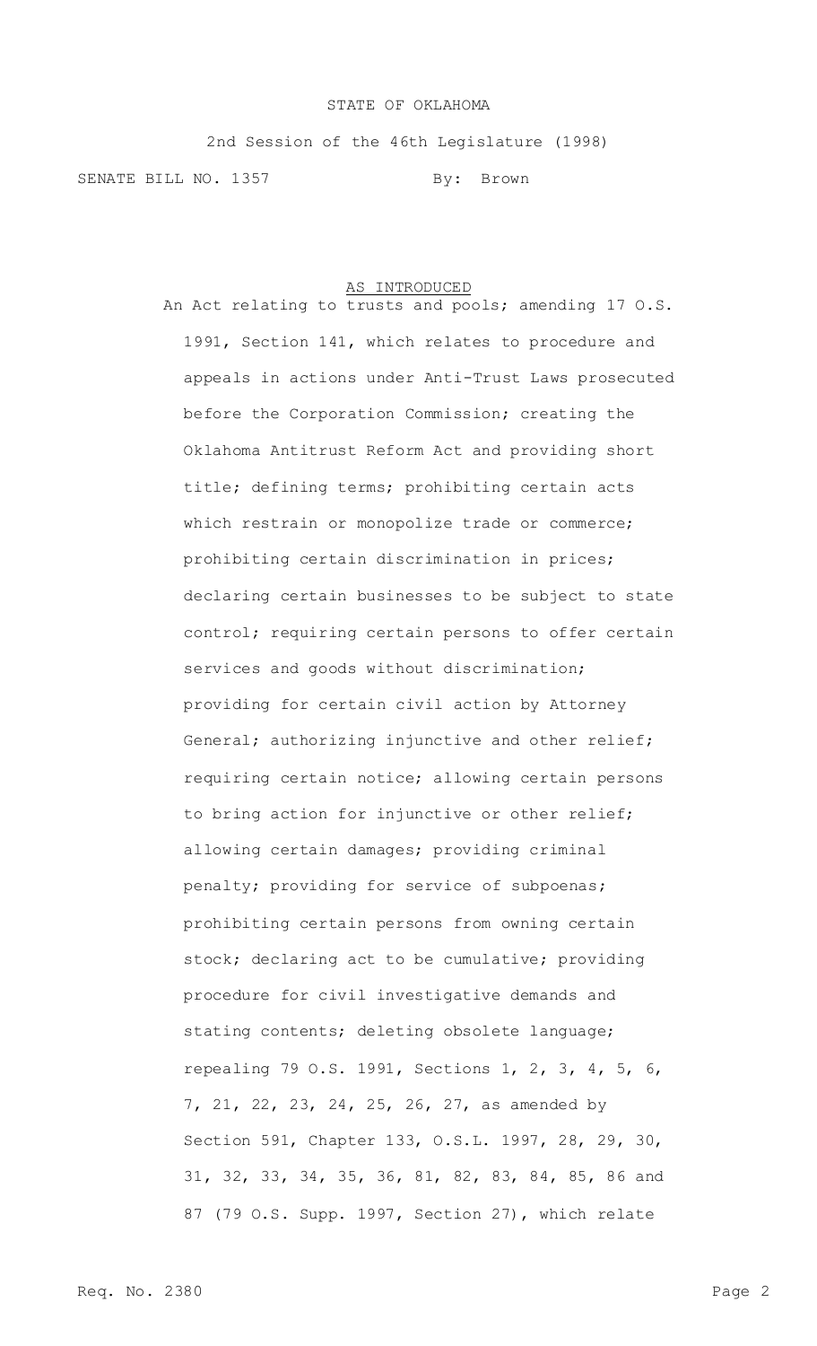STATE OF OKLAHOMA

2nd Session of the 46th Legislature (1998)

SENATE BILL NO. 1357 By: Brown

AS INTRODUCED

An Act relating to trusts and pools; amending 17 O.S. 1991, Section 141, which relates to procedure and appeals in actions under Anti-Trust Laws prosecuted before the Corporation Commission; creating the Oklahoma Antitrust Reform Act and providing short title; defining terms; prohibiting certain acts which restrain or monopolize trade or commerce; prohibiting certain discrimination in prices; declaring certain businesses to be subject to state control; requiring certain persons to offer certain services and goods without discrimination; providing for certain civil action by Attorney General; authorizing injunctive and other relief; requiring certain notice; allowing certain persons to bring action for injunctive or other relief; allowing certain damages; providing criminal penalty; providing for service of subpoenas; prohibiting certain persons from owning certain stock; declaring act to be cumulative; providing procedure for civil investigative demands and stating contents; deleting obsolete language; repealing 79 O.S. 1991, Sections 1, 2, 3, 4, 5, 6, 7, 21, 22, 23, 24, 25, 26, 27, as amended by Section 591, Chapter 133, O.S.L. 1997, 28, 29, 30, 31, 32, 33, 34, 35, 36, 81, 82, 83, 84, 85, 86 and 87 (79 O.S. Supp. 1997, Section 27), which relate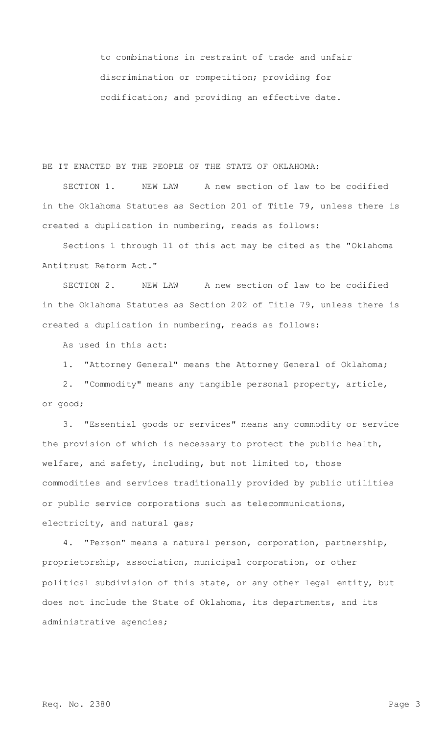to combinations in restraint of trade and unfair discrimination or competition; providing for codification; and providing an effective date.

BE IT ENACTED BY THE PEOPLE OF THE STATE OF OKLAHOMA:

SECTION 1. NEW LAW A new section of law to be codified in the Oklahoma Statutes as Section 201 of Title 79, unless there is created a duplication in numbering, reads as follows:

Sections 1 through 11 of this act may be cited as the "Oklahoma Antitrust Reform Act."

SECTION 2. NEW LAW A new section of law to be codified in the Oklahoma Statutes as Section 202 of Title 79, unless there is created a duplication in numbering, reads as follows:

As used in this act:

1. "Attorney General" means the Attorney General of Oklahoma;

2. "Commodity" means any tangible personal property, article, or good;

3. "Essential goods or services" means any commodity or service the provision of which is necessary to protect the public health, welfare, and safety, including, but not limited to, those commodities and services traditionally provided by public utilities or public service corporations such as telecommunications, electricity, and natural gas;

4. "Person" means a natural person, corporation, partnership, proprietorship, association, municipal corporation, or other political subdivision of this state, or any other legal entity, but does not include the State of Oklahoma, its departments, and its administrative agencies;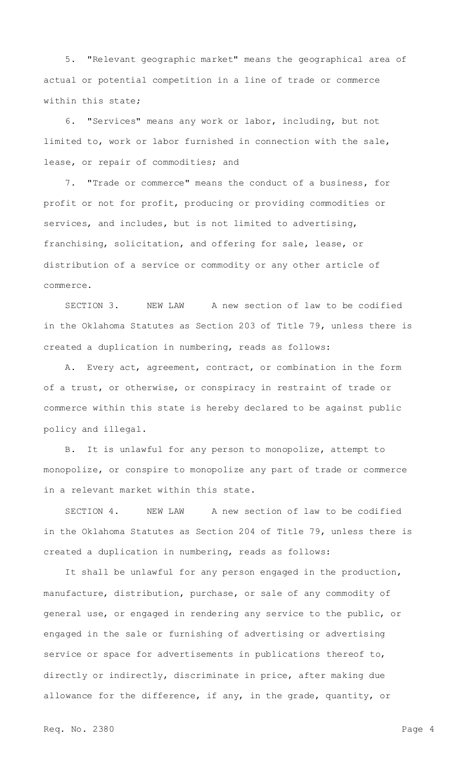5. "Relevant geographic market" means the geographical area of actual or potential competition in a line of trade or commerce within this state;

6. "Services" means any work or labor, including, but not limited to, work or labor furnished in connection with the sale, lease, or repair of commodities; and

7. "Trade or commerce" means the conduct of a business, for profit or not for profit, producing or providing commodities or services, and includes, but is not limited to advertising, franchising, solicitation, and offering for sale, lease, or distribution of a service or commodity or any other article of commerce.

SECTION 3. NEW LAW A new section of law to be codified in the Oklahoma Statutes as Section 203 of Title 79, unless there is created a duplication in numbering, reads as follows:

A. Every act, agreement, contract, or combination in the form of a trust, or otherwise, or conspiracy in restraint of trade or commerce within this state is hereby declared to be against public policy and illegal.

B. It is unlawful for any person to monopolize, attempt to monopolize, or conspire to monopolize any part of trade or commerce in a relevant market within this state.

SECTION 4. NEW LAW A new section of law to be codified in the Oklahoma Statutes as Section 204 of Title 79, unless there is created a duplication in numbering, reads as follows:

It shall be unlawful for any person engaged in the production, manufacture, distribution, purchase, or sale of any commodity of general use, or engaged in rendering any service to the public, or engaged in the sale or furnishing of advertising or advertising service or space for advertisements in publications thereof to, directly or indirectly, discriminate in price, after making due allowance for the difference, if any, in the grade, quantity, or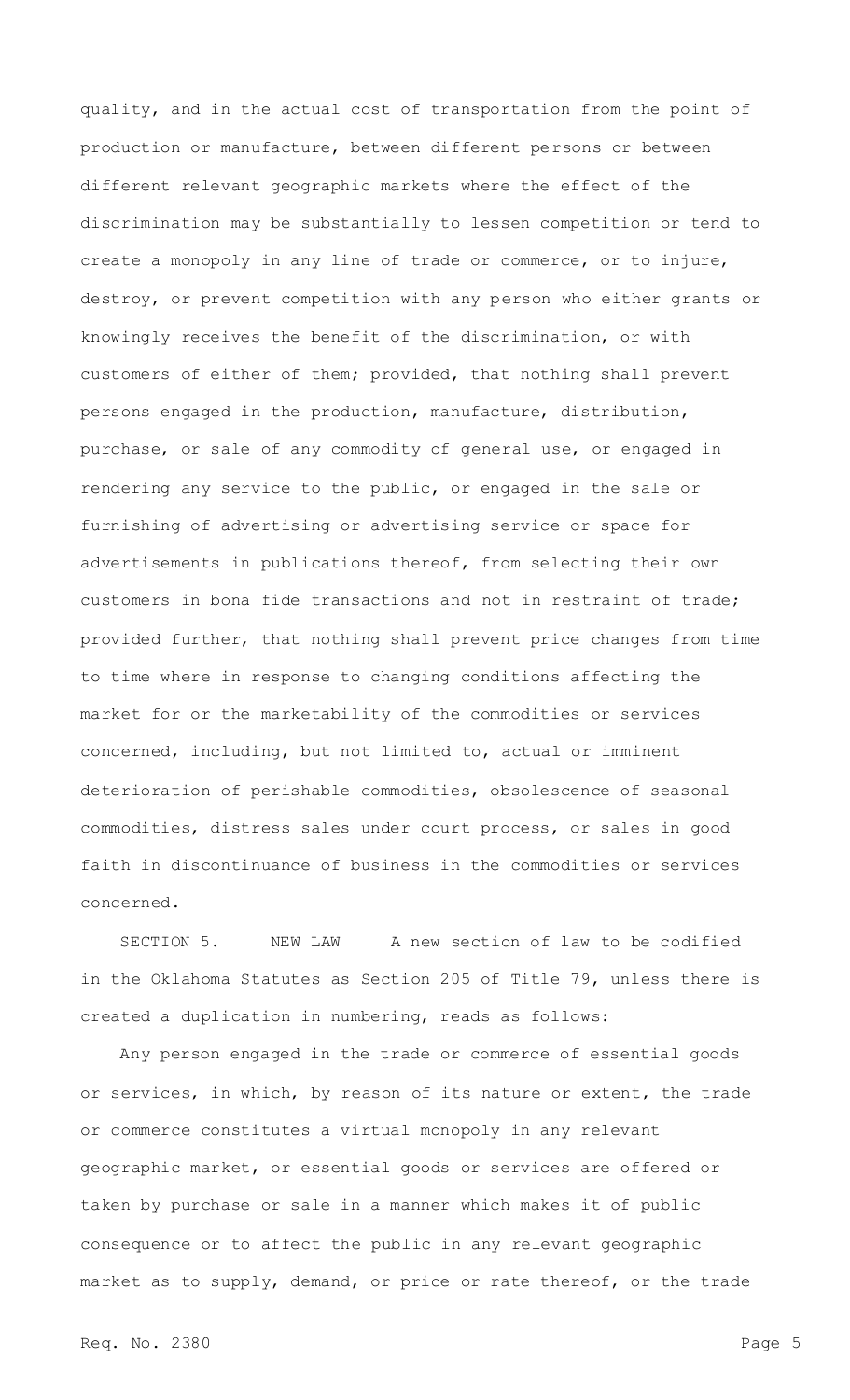quality, and in the actual cost of transportation from the point of production or manufacture, between different persons or between different relevant geographic markets where the effect of the discrimination may be substantially to lessen competition or tend to create a monopoly in any line of trade or commerce, or to injure, destroy, or prevent competition with any person who either grants or knowingly receives the benefit of the discrimination, or with customers of either of them; provided, that nothing shall prevent persons engaged in the production, manufacture, distribution, purchase, or sale of any commodity of general use, or engaged in rendering any service to the public, or engaged in the sale or furnishing of advertising or advertising service or space for advertisements in publications thereof, from selecting their own customers in bona fide transactions and not in restraint of trade; provided further, that nothing shall prevent price changes from time to time where in response to changing conditions affecting the market for or the marketability of the commodities or services concerned, including, but not limited to, actual or imminent deterioration of perishable commodities, obsolescence of seasonal commodities, distress sales under court process, or sales in good faith in discontinuance of business in the commodities or services concerned.

SECTION 5. NEW LAW A new section of law to be codified in the Oklahoma Statutes as Section 205 of Title 79, unless there is created a duplication in numbering, reads as follows:

Any person engaged in the trade or commerce of essential goods or services, in which, by reason of its nature or extent, the trade or commerce constitutes a virtual monopoly in any relevant geographic market, or essential goods or services are offered or taken by purchase or sale in a manner which makes it of public consequence or to affect the public in any relevant geographic market as to supply, demand, or price or rate thereof, or the trade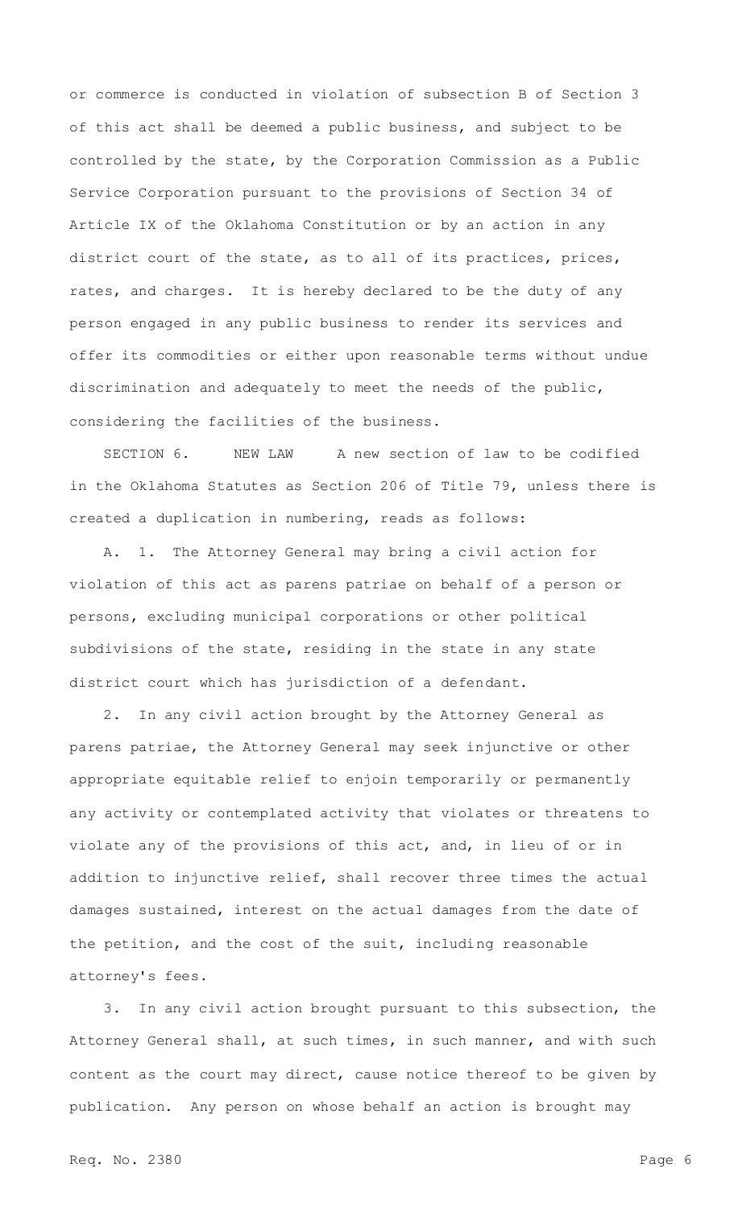or commerce is conducted in violation of subsection B of Section 3 of this act shall be deemed a public business, and subject to be controlled by the state, by the Corporation Commission as a Public Service Corporation pursuant to the provisions of Section 34 of Article IX of the Oklahoma Constitution or by an action in any district court of the state, as to all of its practices, prices, rates, and charges. It is hereby declared to be the duty of any person engaged in any public business to render its services and offer its commodities or either upon reasonable terms without undue discrimination and adequately to meet the needs of the public, considering the facilities of the business.

SECTION 6. NEW LAW A new section of law to be codified in the Oklahoma Statutes as Section 206 of Title 79, unless there is created a duplication in numbering, reads as follows:

A. 1. The Attorney General may bring a civil action for violation of this act as parens patriae on behalf of a person or persons, excluding municipal corporations or other political subdivisions of the state, residing in the state in any state district court which has jurisdiction of a defendant.

2. In any civil action brought by the Attorney General as parens patriae, the Attorney General may seek injunctive or other appropriate equitable relief to enjoin temporarily or permanently any activity or contemplated activity that violates or threatens to violate any of the provisions of this act, and, in lieu of or in addition to injunctive relief, shall recover three times the actual damages sustained, interest on the actual damages from the date of the petition, and the cost of the suit, including reasonable attorney's fees.

3. In any civil action brought pursuant to this subsection, the Attorney General shall, at such times, in such manner, and with such content as the court may direct, cause notice thereof to be given by publication. Any person on whose behalf an action is brought may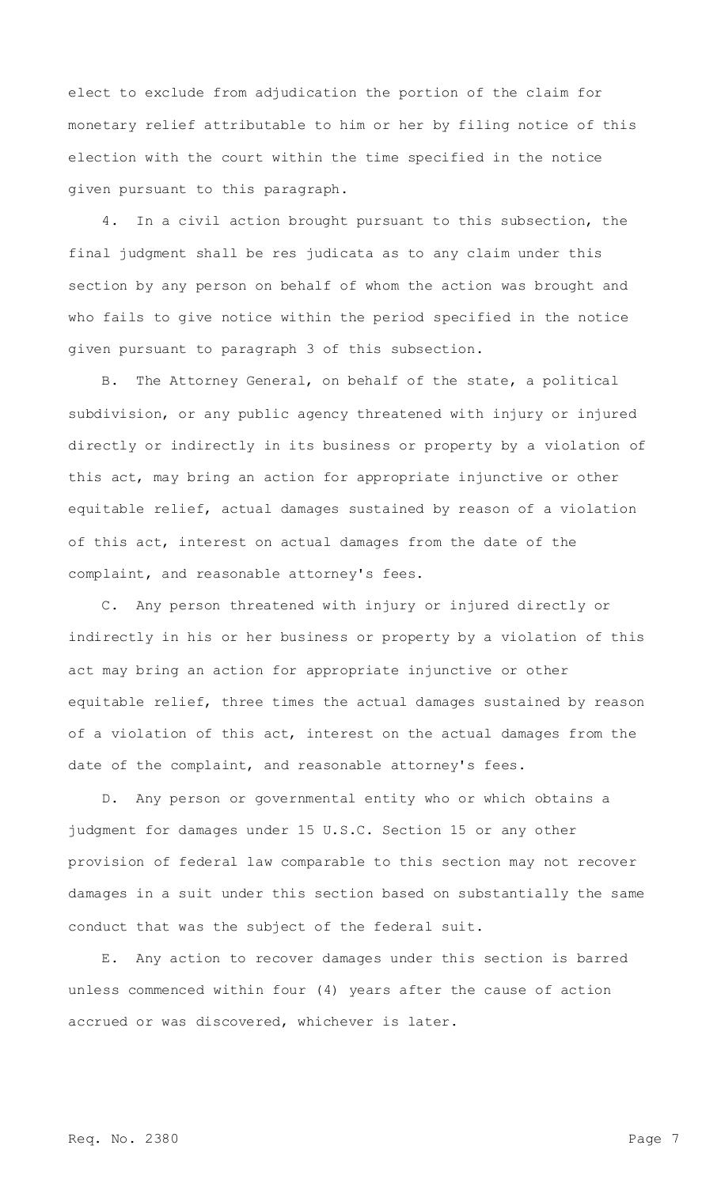elect to exclude from adjudication the portion of the claim for monetary relief attributable to him or her by filing notice of this election with the court within the time specified in the notice given pursuant to this paragraph.

4. In a civil action brought pursuant to this subsection, the final judgment shall be res judicata as to any claim under this section by any person on behalf of whom the action was brought and who fails to give notice within the period specified in the notice given pursuant to paragraph 3 of this subsection.

B. The Attorney General, on behalf of the state, a political subdivision, or any public agency threatened with injury or injured directly or indirectly in its business or property by a violation of this act, may bring an action for appropriate injunctive or other equitable relief, actual damages sustained by reason of a violation of this act, interest on actual damages from the date of the complaint, and reasonable attorney's fees.

C. Any person threatened with injury or injured directly or indirectly in his or her business or property by a violation of this act may bring an action for appropriate injunctive or other equitable relief, three times the actual damages sustained by reason of a violation of this act, interest on the actual damages from the date of the complaint, and reasonable attorney's fees.

D. Any person or governmental entity who or which obtains a judgment for damages under 15 U.S.C. Section 15 or any other provision of federal law comparable to this section may not recover damages in a suit under this section based on substantially the same conduct that was the subject of the federal suit.

E. Any action to recover damages under this section is barred unless commenced within four (4) years after the cause of action accrued or was discovered, whichever is later.

Req. No. 2380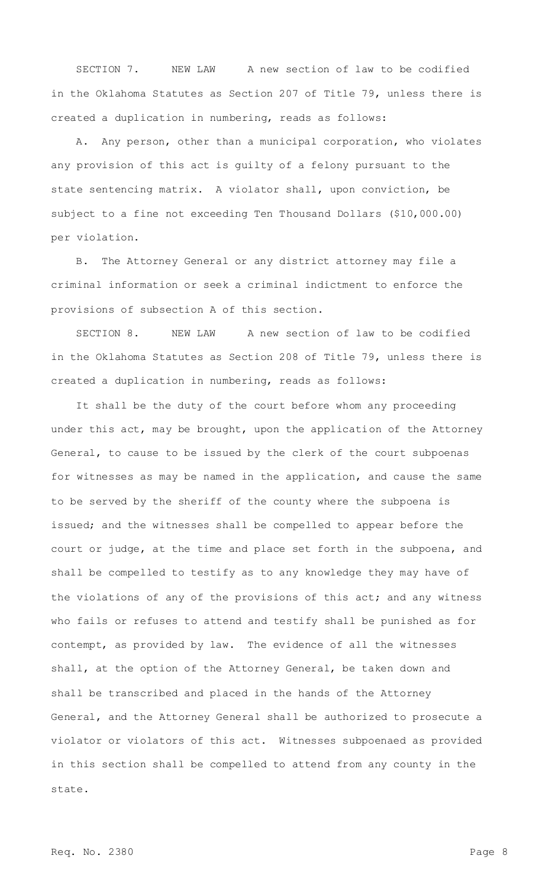SECTION 7. NEW LAW A new section of law to be codified in the Oklahoma Statutes as Section 207 of Title 79, unless there is created a duplication in numbering, reads as follows:

A. Any person, other than a municipal corporation, who violates any provision of this act is guilty of a felony pursuant to the state sentencing matrix. A violator shall, upon conviction, be subject to a fine not exceeding Ten Thousand Dollars ($10,000.00) per violation.

B. The Attorney General or any district attorney may file a criminal information or seek a criminal indictment to enforce the provisions of subsection A of this section.

SECTION 8. NEW LAW A new section of law to be codified in the Oklahoma Statutes as Section 208 of Title 79, unless there is created a duplication in numbering, reads as follows:

It shall be the duty of the court before whom any proceeding under this act, may be brought, upon the application of the Attorney General, to cause to be issued by the clerk of the court subpoenas for witnesses as may be named in the application, and cause the same to be served by the sheriff of the county where the subpoena is issued; and the witnesses shall be compelled to appear before the court or judge, at the time and place set forth in the subpoena, and shall be compelled to testify as to any knowledge they may have of the violations of any of the provisions of this act; and any witness who fails or refuses to attend and testify shall be punished as for contempt, as provided by law. The evidence of all the witnesses shall, at the option of the Attorney General, be taken down and shall be transcribed and placed in the hands of the Attorney General, and the Attorney General shall be authorized to prosecute a violator or violators of this act. Witnesses subpoenaed as provided in this section shall be compelled to attend from any county in the state.

Req. No. 2380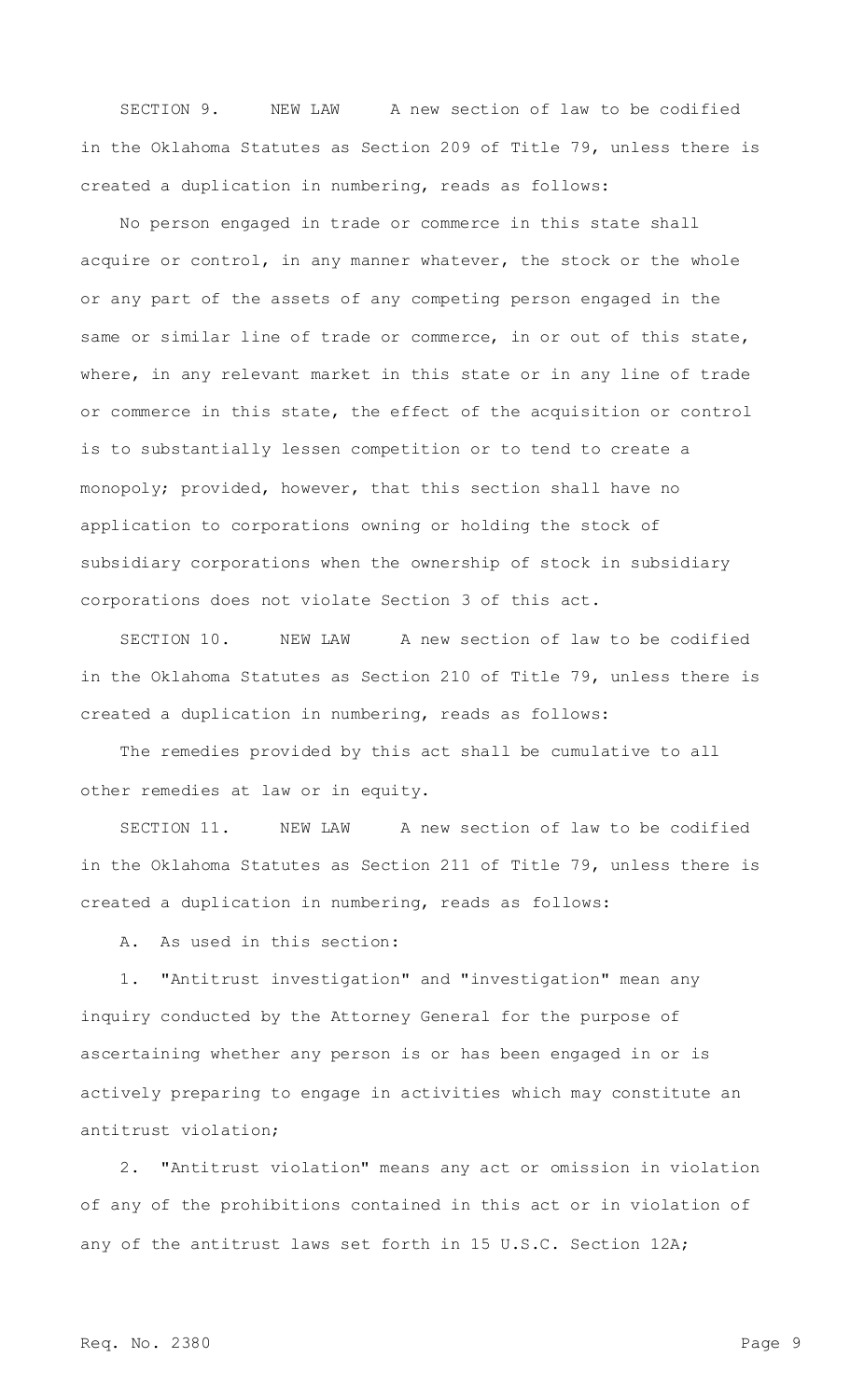SECTION 9. NEW LAW A new section of law to be codified in the Oklahoma Statutes as Section 209 of Title 79, unless there is created a duplication in numbering, reads as follows:

No person engaged in trade or commerce in this state shall acquire or control, in any manner whatever, the stock or the whole or any part of the assets of any competing person engaged in the same or similar line of trade or commerce, in or out of this state, where, in any relevant market in this state or in any line of trade or commerce in this state, the effect of the acquisition or control is to substantially lessen competition or to tend to create a monopoly; provided, however, that this section shall have no application to corporations owning or holding the stock of subsidiary corporations when the ownership of stock in subsidiary corporations does not violate Section 3 of this act.

SECTION 10. NEW LAW A new section of law to be codified in the Oklahoma Statutes as Section 210 of Title 79, unless there is created a duplication in numbering, reads as follows:

The remedies provided by this act shall be cumulative to all other remedies at law or in equity.

SECTION 11. NEW LAW A new section of law to be codified in the Oklahoma Statutes as Section 211 of Title 79, unless there is created a duplication in numbering, reads as follows:

A. As used in this section:

1. "Antitrust investigation" and "investigation" mean any inquiry conducted by the Attorney General for the purpose of ascertaining whether any person is or has been engaged in or is actively preparing to engage in activities which may constitute an antitrust violation;

2. "Antitrust violation" means any act or omission in violation of any of the prohibitions contained in this act or in violation of any of the antitrust laws set forth in 15 U.S.C. Section 12A;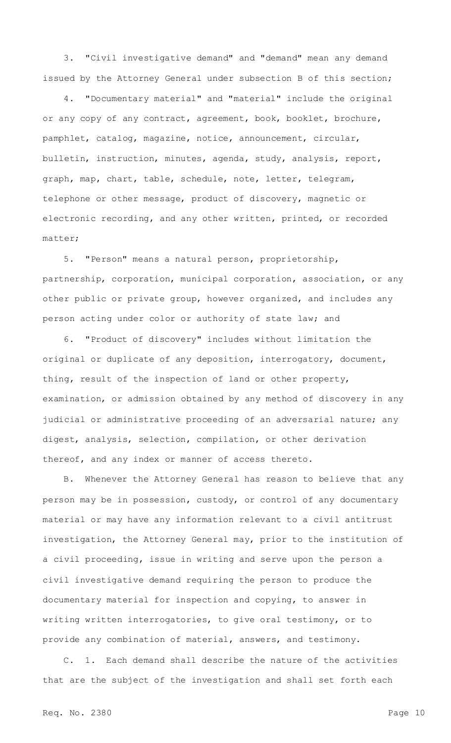3. "Civil investigative demand" and "demand" mean any demand issued by the Attorney General under subsection B of this section;

4. "Documentary material" and "material" include the original or any copy of any contract, agreement, book, booklet, brochure, pamphlet, catalog, magazine, notice, announcement, circular, bulletin, instruction, minutes, agenda, study, analysis, report, graph, map, chart, table, schedule, note, letter, telegram, telephone or other message, product of discovery, magnetic or electronic recording, and any other written, printed, or recorded matter;

5. "Person" means a natural person, proprietorship, partnership, corporation, municipal corporation, association, or any other public or private group, however organized, and includes any person acting under color or authority of state law; and

6. "Product of discovery" includes without limitation the original or duplicate of any deposition, interrogatory, document, thing, result of the inspection of land or other property, examination, or admission obtained by any method of discovery in any judicial or administrative proceeding of an adversarial nature; any digest, analysis, selection, compilation, or other derivation thereof, and any index or manner of access thereto.

B. Whenever the Attorney General has reason to believe that any person may be in possession, custody, or control of any documentary material or may have any information relevant to a civil antitrust investigation, the Attorney General may, prior to the institution of a civil proceeding, issue in writing and serve upon the person a civil investigative demand requiring the person to produce the documentary material for inspection and copying, to answer in writing written interrogatories, to give oral testimony, or to provide any combination of material, answers, and testimony.

C. 1. Each demand shall describe the nature of the activities that are the subject of the investigation and shall set forth each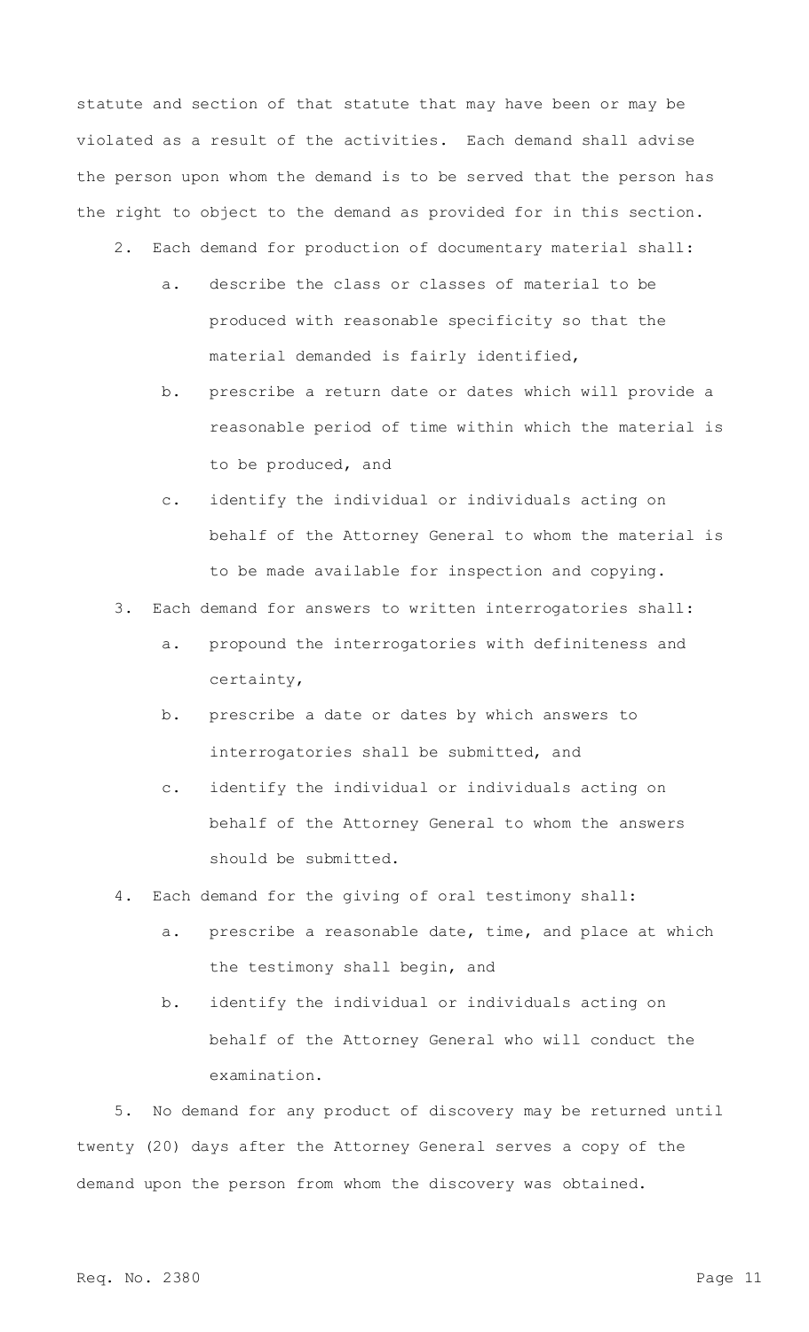statute and section of that statute that may have been or may be violated as a result of the activities. Each demand shall advise the person upon whom the demand is to be served that the person has the right to object to the demand as provided for in this section.

2. Each demand for production of documentary material shall:

   a. describe the class or classes of material to be produced with reasonable specificity so that the material demanded is fairly identified,

   b. prescribe a return date or dates which will provide a reasonable period of time within which the material is to be produced, and

   c. identify the individual or individuals acting on behalf of the Attorney General to whom the material is to be made available for inspection and copying.

3. Each demand for answers to written interrogatories shall:

   a. propound the interrogatories with definiteness and certainty,

   b. prescribe a date or dates by which answers to interrogatories shall be submitted, and

   c. identify the individual or individuals acting on behalf of the Attorney General to whom the answers should be submitted.

4. Each demand for the giving of oral testimony shall:

   a. prescribe a reasonable date, time, and place at which the testimony shall begin, and

   b. identify the individual or individuals acting on behalf of the Attorney General who will conduct the examination.

5. No demand for any product of discovery may be returned until twenty (20) days after the Attorney General serves a copy of the demand upon the person from whom the discovery was obtained.

Req. No. 2380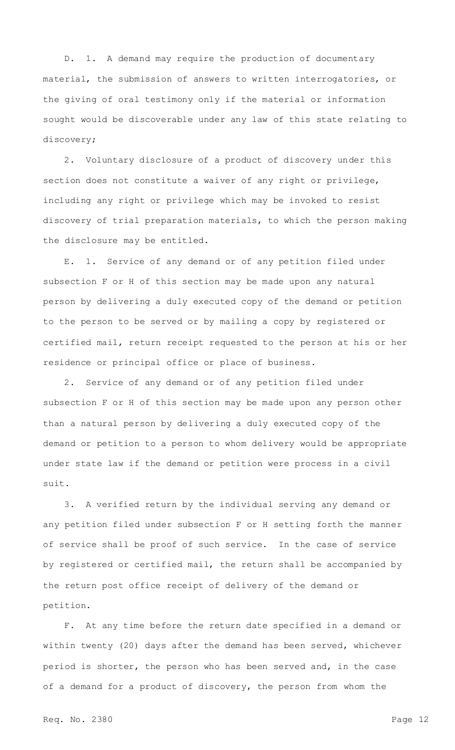D. 1. A demand may require the production of documentary material, the submission of answers to written interrogatories, or the giving of oral testimony only if the material or information sought would be discoverable under any law of this state relating to discovery;

2. Voluntary disclosure of a product of discovery under this section does not constitute a waiver of any right or privilege, including any right or privilege which may be invoked to resist discovery of trial preparation materials, to which the person making the disclosure may be entitled.

E. 1. Service of any demand or of any petition filed under subsection F or H of this section may be made upon any natural person by delivering a duly executed copy of the demand or petition to the person to be served or by mailing a copy by registered or certified mail, return receipt requested to the person at his or her residence or principal office or place of business.

2. Service of any demand or of any petition filed under subsection F or H of this section may be made upon any person other than a natural person by delivering a duly executed copy of the demand or petition to a person to whom delivery would be appropriate under state law if the demand or petition were process in a civil suit.

3. A verified return by the individual serving any demand or any petition filed under subsection F or H setting forth the manner of service shall be proof of such service. In the case of service by registered or certified mail, the return shall be accompanied by the return post office receipt of delivery of the demand or petition.

F. At any time before the return date specified in a demand or within twenty (20) days after the demand has been served, whichever period is shorter, the person who has been served and, in the case of a demand for a product of discovery, the person from whom the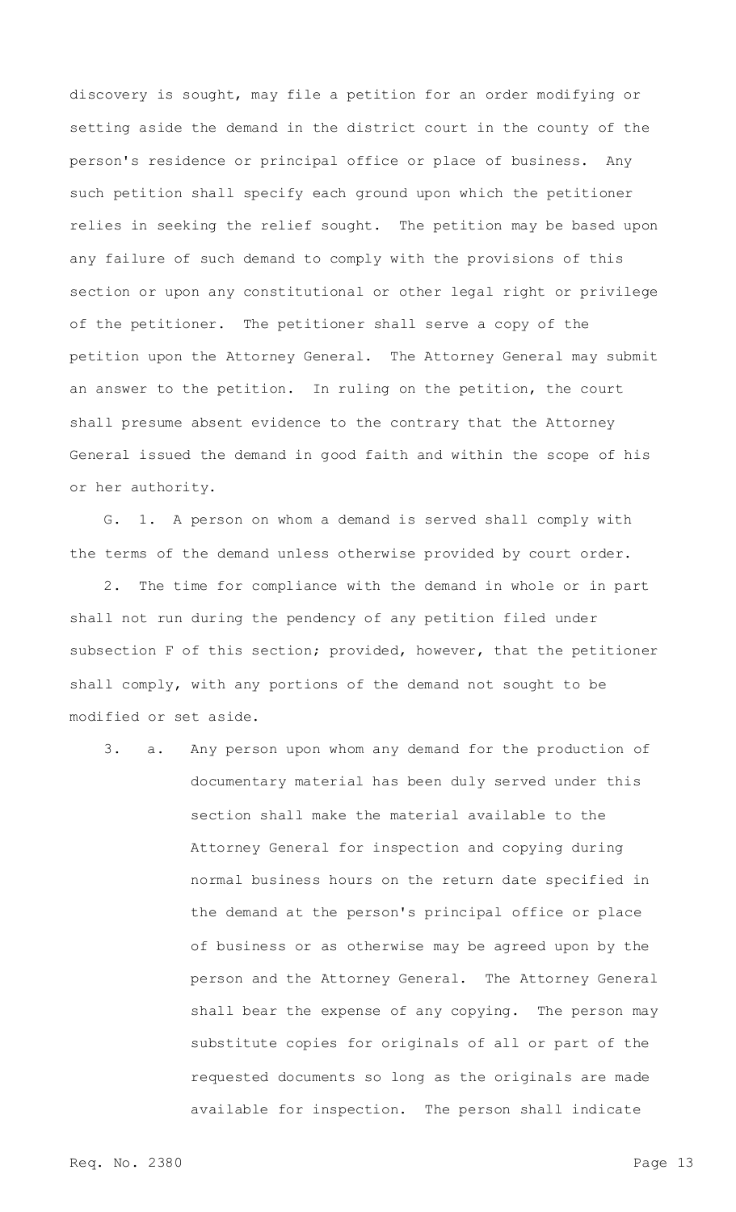discovery is sought, may file a petition for an order modifying or setting aside the demand in the district court in the county of the person's residence or principal office or place of business. Any such petition shall specify each ground upon which the petitioner relies in seeking the relief sought. The petition may be based upon any failure of such demand to comply with the provisions of this section or upon any constitutional or other legal right or privilege of the petitioner. The petitioner shall serve a copy of the petition upon the Attorney General. The Attorney General may submit an answer to the petition. In ruling on the petition, the court shall presume absent evidence to the contrary that the Attorney General issued the demand in good faith and within the scope of his or her authority.

G. 1. A person on whom a demand is served shall comply with the terms of the demand unless otherwise provided by court order.

2. The time for compliance with the demand in whole or in part shall not run during the pendency of any petition filed under subsection F of this section; provided, however, that the petitioner shall comply, with any portions of the demand not sought to be modified or set aside.

3. a. Any person upon whom any demand for the production of documentary material has been duly served under this section shall make the material available to the Attorney General for inspection and copying during normal business hours on the return date specified in the demand at the person's principal office or place of business or as otherwise may be agreed upon by the person and the Attorney General. The Attorney General shall bear the expense of any copying. The person may substitute copies for originals of all or part of the requested documents so long as the originals are made available for inspection. The person shall indicate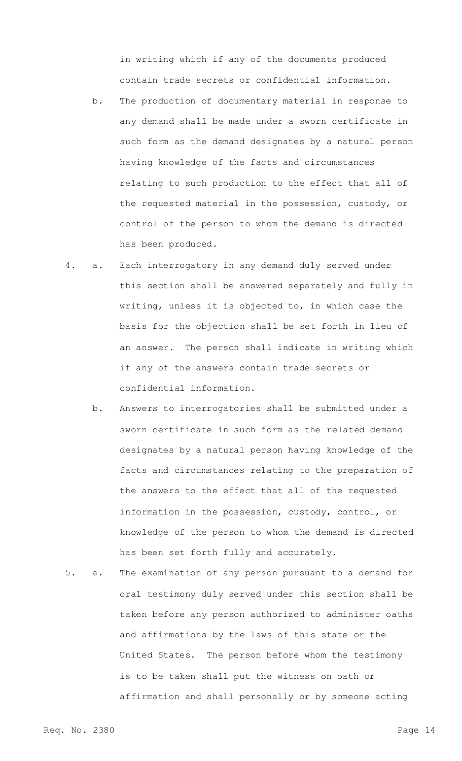in writing which if any of the documents produced contain trade secrets or confidential information.

b. The production of documentary material in response to any demand shall be made under a sworn certificate in such form as the demand designates by a natural person having knowledge of the facts and circumstances relating to such production to the effect that all of the requested material in the possession, custody, or control of the person to whom the demand is directed has been produced.

4. a. Each interrogatory in any demand duly served under this section shall be answered separately and fully in writing, unless it is objected to, in which case the basis for the objection shall be set forth in lieu of an answer. The person shall indicate in writing which if any of the answers contain trade secrets or confidential information.

   b. Answers to interrogatories shall be submitted under a sworn certificate in such form as the related demand designates by a natural person having knowledge of the facts and circumstances relating to the preparation of the answers to the effect that all of the requested information in the possession, custody, control, or knowledge of the person to whom the demand is directed has been set forth fully and accurately.

5. a. The examination of any person pursuant to a demand for oral testimony duly served under this section shall be taken before any person authorized to administer oaths and affirmations by the laws of this state or the United States. The person before whom the testimony is to be taken shall put the witness on oath or affirmation and shall personally or by someone acting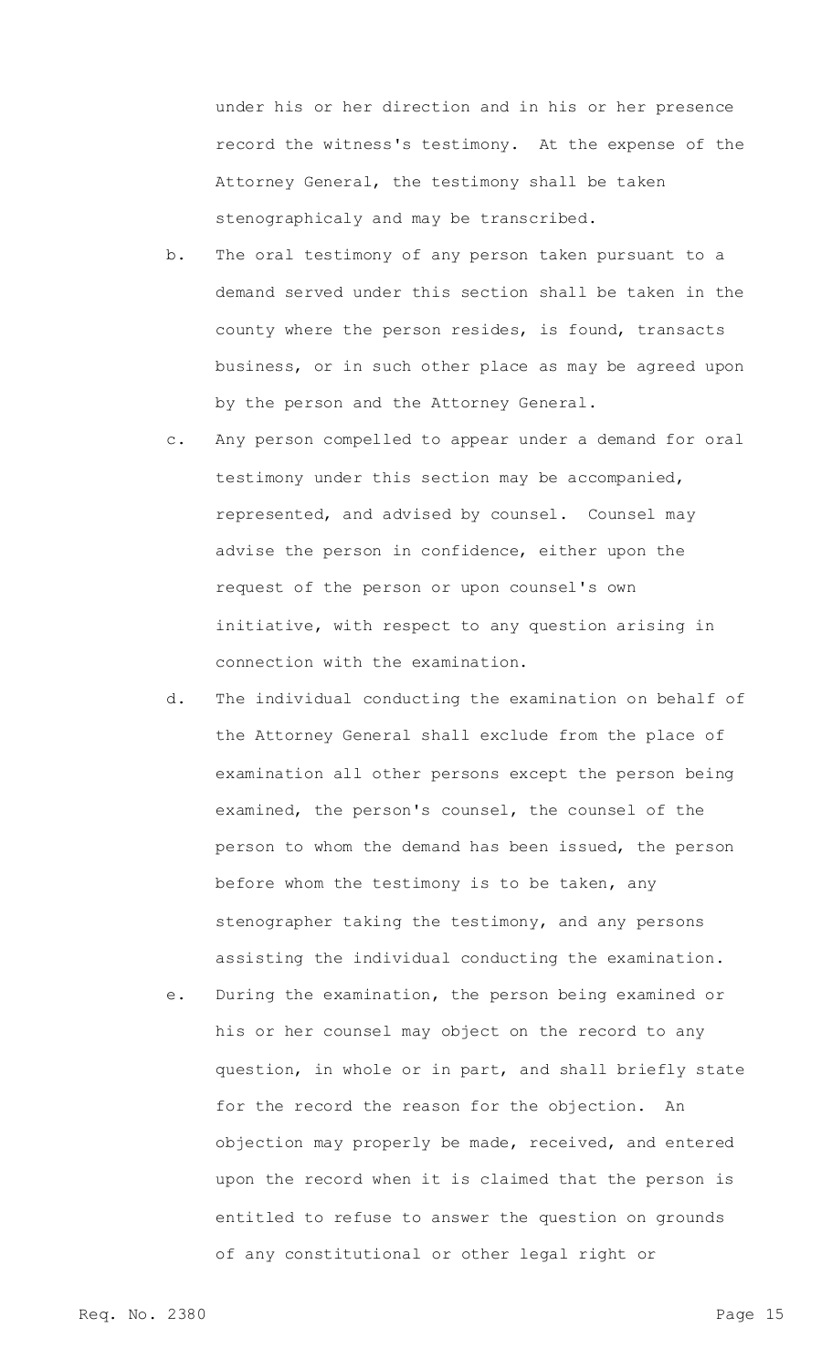under his or her direction and in his or her presence record the witness's testimony. At the expense of the Attorney General, the testimony shall be taken stenographicaly and may be transcribed.

b. The oral testimony of any person taken pursuant to a demand served under this section shall be taken in the county where the person resides, is found, transacts business, or in such other place as may be agreed upon by the person and the Attorney General.

c. Any person compelled to appear under a demand for oral testimony under this section may be accompanied, represented, and advised by counsel. Counsel may advise the person in confidence, either upon the request of the person or upon counsel's own initiative, with respect to any question arising in connection with the examination.

d. The individual conducting the examination on behalf of the Attorney General shall exclude from the place of examination all other persons except the person being examined, the person's counsel, the counsel of the person to whom the demand has been issued, the person before whom the testimony is to be taken, any stenographer taking the testimony, and any persons assisting the individual conducting the examination.

e. During the examination, the person being examined or his or her counsel may object on the record to any question, in whole or in part, and shall briefly state for the record the reason for the objection. An objection may properly be made, received, and entered upon the record when it is claimed that the person is entitled to refuse to answer the question on grounds of any constitutional or other legal right or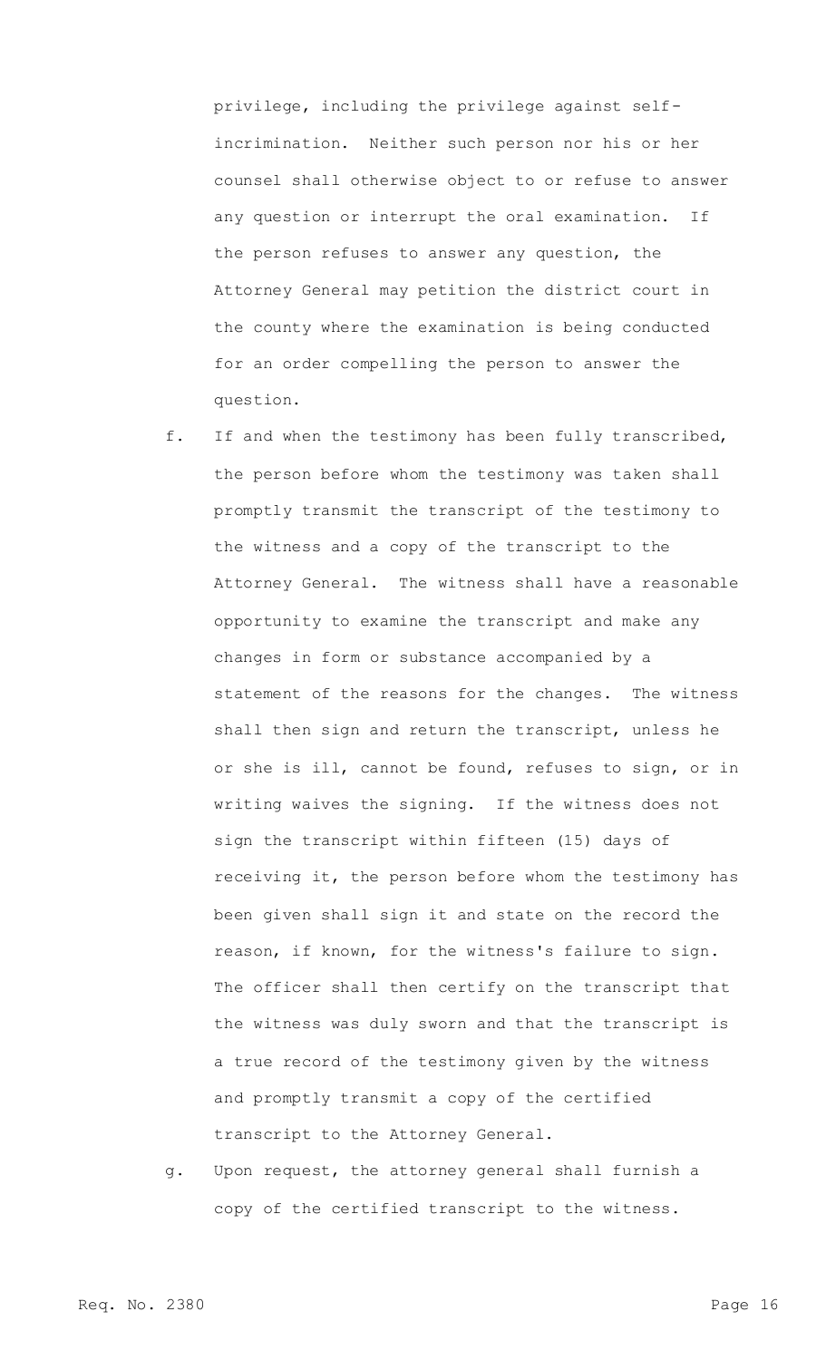privilege, including the privilege against self-incrimination. Neither such person nor his or her counsel shall otherwise object to or refuse to answer any question or interrupt the oral examination. If the person refuses to answer any question, the Attorney General may petition the district court in the county where the examination is being conducted for an order compelling the person to answer the question.

f. If and when the testimony has been fully transcribed, the person before whom the testimony was taken shall promptly transmit the transcript of the testimony to the witness and a copy of the transcript to the Attorney General. The witness shall have a reasonable opportunity to examine the transcript and make any changes in form or substance accompanied by a statement of the reasons for the changes. The witness shall then sign and return the transcript, unless he or she is ill, cannot be found, refuses to sign, or in writing waives the signing. If the witness does not sign the transcript within fifteen (15) days of receiving it, the person before whom the testimony has been given shall sign it and state on the record the reason, if known, for the witness's failure to sign. The officer shall then certify on the transcript that the witness was duly sworn and that the transcript is a true record of the testimony given by the witness and promptly transmit a copy of the certified transcript to the Attorney General.

g. Upon request, the attorney general shall furnish a copy of the certified transcript to the witness.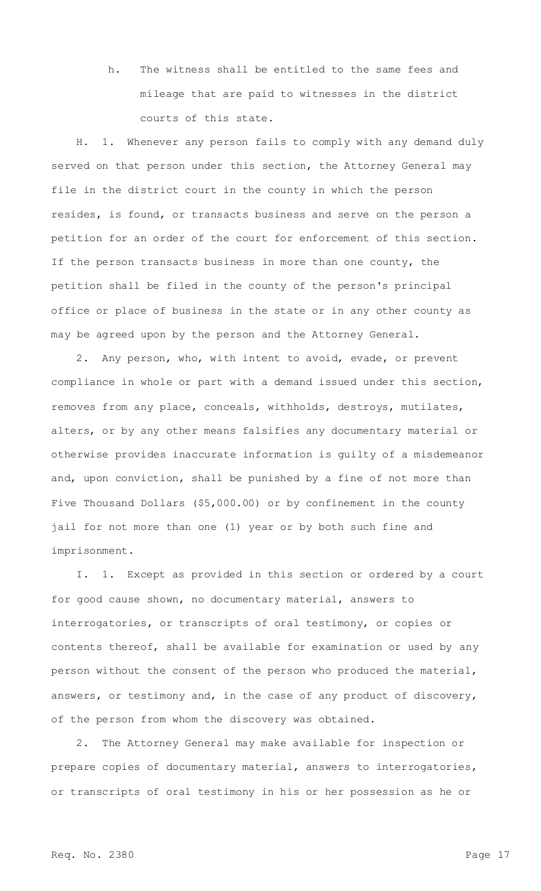h. The witness shall be entitled to the same fees and mileage that are paid to witnesses in the district courts of this state.

H. 1. Whenever any person fails to comply with any demand duly served on that person under this section, the Attorney General may file in the district court in the county in which the person resides, is found, or transacts business and serve on the person a petition for an order of the court for enforcement of this section. If the person transacts business in more than one county, the petition shall be filed in the county of the person's principal office or place of business in the state or in any other county as may be agreed upon by the person and the Attorney General.

2. Any person, who, with intent to avoid, evade, or prevent compliance in whole or part with a demand issued under this section, removes from any place, conceals, withholds, destroys, mutilates, alters, or by any other means falsifies any documentary material or otherwise provides inaccurate information is guilty of a misdemeanor and, upon conviction, shall be punished by a fine of not more than Five Thousand Dollars ($5,000.00) or by confinement in the county jail for not more than one (1) year or by both such fine and imprisonment.

I. 1. Except as provided in this section or ordered by a court for good cause shown, no documentary material, answers to interrogatories, or transcripts of oral testimony, or copies or contents thereof, shall be available for examination or used by any person without the consent of the person who produced the material, answers, or testimony and, in the case of any product of discovery, of the person from whom the discovery was obtained.

2. The Attorney General may make available for inspection or prepare copies of documentary material, answers to interrogatories, or transcripts of oral testimony in his or her possession as he or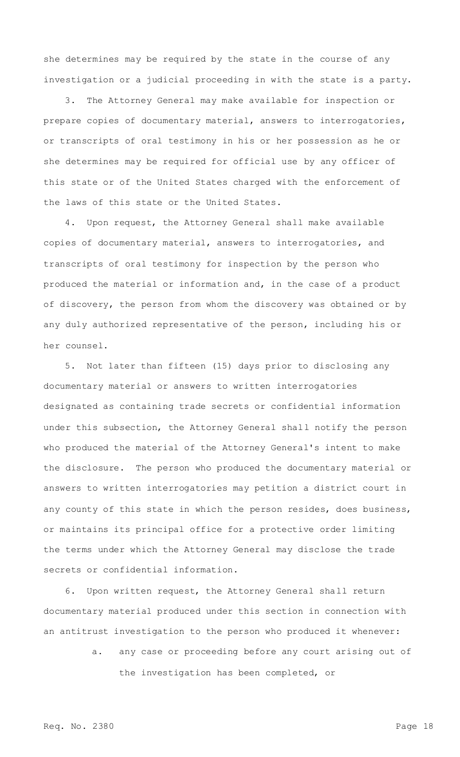she determines may be required by the state in the course of any investigation or a judicial proceeding in with the state is a party.

3. The Attorney General may make available for inspection or prepare copies of documentary material, answers to interrogatories, or transcripts of oral testimony in his or her possession as he or she determines may be required for official use by any officer of this state or of the United States charged with the enforcement of the laws of this state or the United States.

4. Upon request, the Attorney General shall make available copies of documentary material, answers to interrogatories, and transcripts of oral testimony for inspection by the person who produced the material or information and, in the case of a product of discovery, the person from whom the discovery was obtained or by any duly authorized representative of the person, including his or her counsel.

5. Not later than fifteen (15) days prior to disclosing any documentary material or answers to written interrogatories designated as containing trade secrets or confidential information under this subsection, the Attorney General shall notify the person who produced the material of the Attorney General's intent to make the disclosure. The person who produced the documentary material or answers to written interrogatories may petition a district court in any county of this state in which the person resides, does business, or maintains its principal office for a protective order limiting the terms under which the Attorney General may disclose the trade secrets or confidential information.

6. Upon written request, the Attorney General shall return documentary material produced under this section in connection with an antitrust investigation to the person who produced it whenever:

a. any case or proceeding before any court arising out of the investigation has been completed, or

Req. No. 2380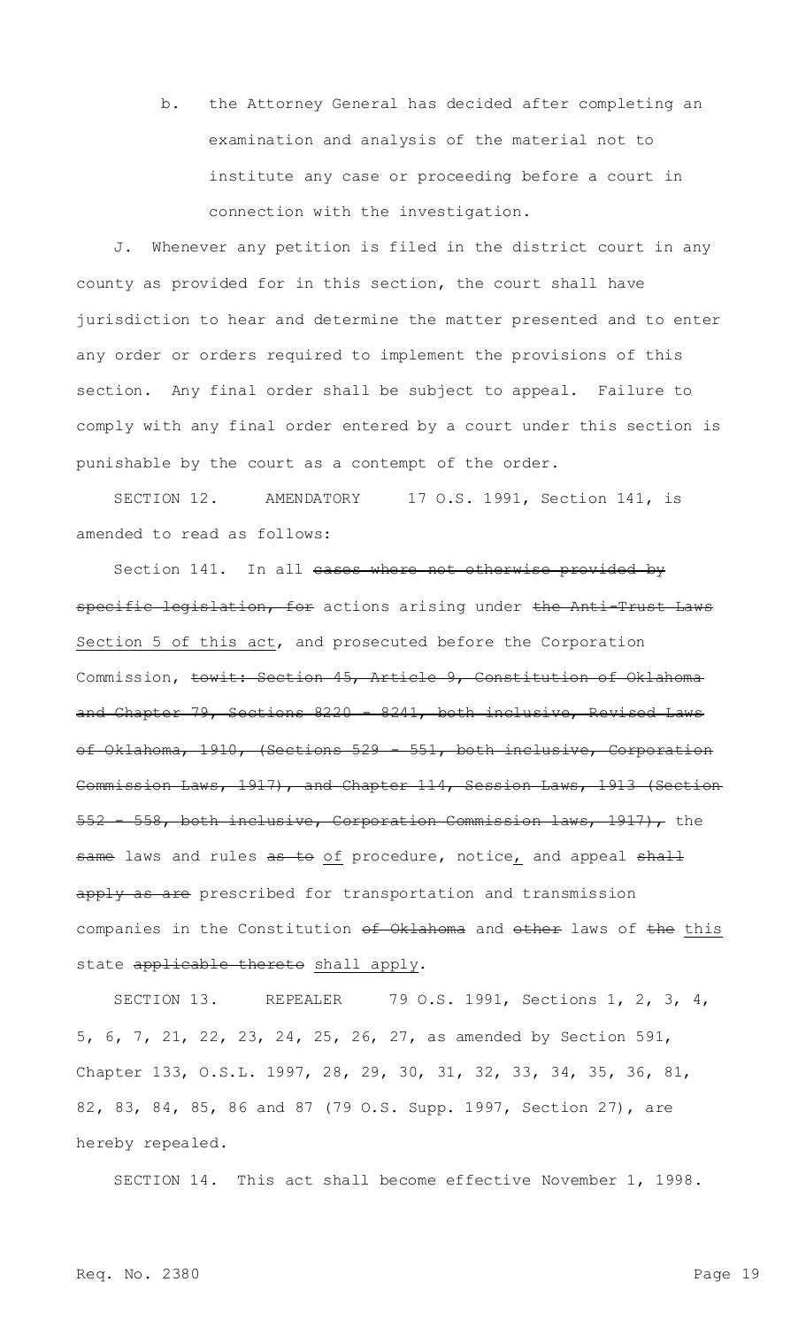b. the Attorney General has decided after completing an examination and analysis of the material not to institute any case or proceeding before a court in connection with the investigation.

J. Whenever any petition is filed in the district court in any county as provided for in this section, the court shall have jurisdiction to hear and determine the matter presented and to enter any order or orders required to implement the provisions of this section. Any final order shall be subject to appeal. Failure to comply with any final order entered by a court under this section is punishable by the court as a contempt of the order.

SECTION 12. AMENDATORY 17 O.S. 1991, Section 141, is amended to read as follows:

Section 141. In all ~~cases where not otherwise provided by specific legislation, for~~ actions arising under ~~the Anti-Trust Laws~~ <u>Section 5 of this act</u>, and prosecuted before the Corporation Commission, ~~towit: Section 45, Article 9, Constitution of Oklahoma and Chapter 79, Sections 8220 - 8241, both inclusive, Revised Laws of Oklahoma, 1910, (Sections 529 - 551, both inclusive, Corporation Commission Laws, 1917), and Chapter 114, Session Laws, 1913 (Section 552 - 558, both inclusive, Corporation Commission laws, 1917),~~ the ~~same~~ laws and rules ~~as to~~ <u>of</u> procedure, notice<u>,</u> and appeal ~~shall apply as are~~ prescribed for transportation and transmission companies in the Constitution ~~of Oklahoma~~ and ~~other~~ laws of ~~the~~ <u>this</u> state ~~applicable thereto~~ <u>shall apply</u>.

SECTION 13. REPEALER 79 O.S. 1991, Sections 1, 2, 3, 4, 5, 6, 7, 21, 22, 23, 24, 25, 26, 27, as amended by Section 591, Chapter 133, O.S.L. 1997, 28, 29, 30, 31, 32, 33, 34, 35, 36, 81, 82, 83, 84, 85, 86 and 87 (79 O.S. Supp. 1997, Section 27), are hereby repealed.

SECTION 14. This act shall become effective November 1, 1998.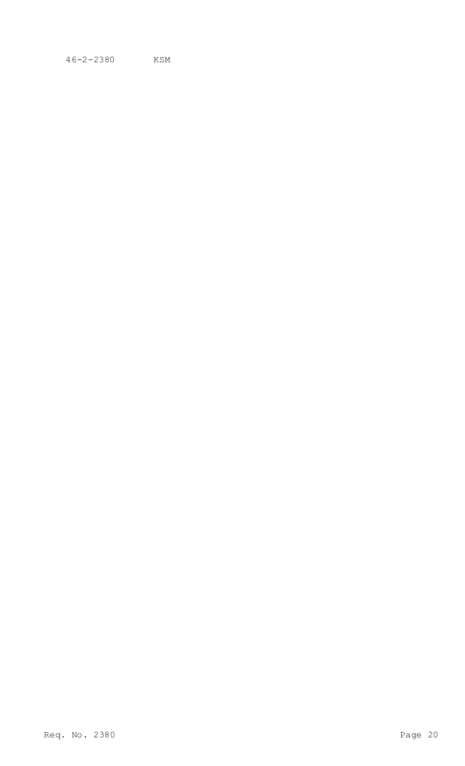46-2-2380 KSM